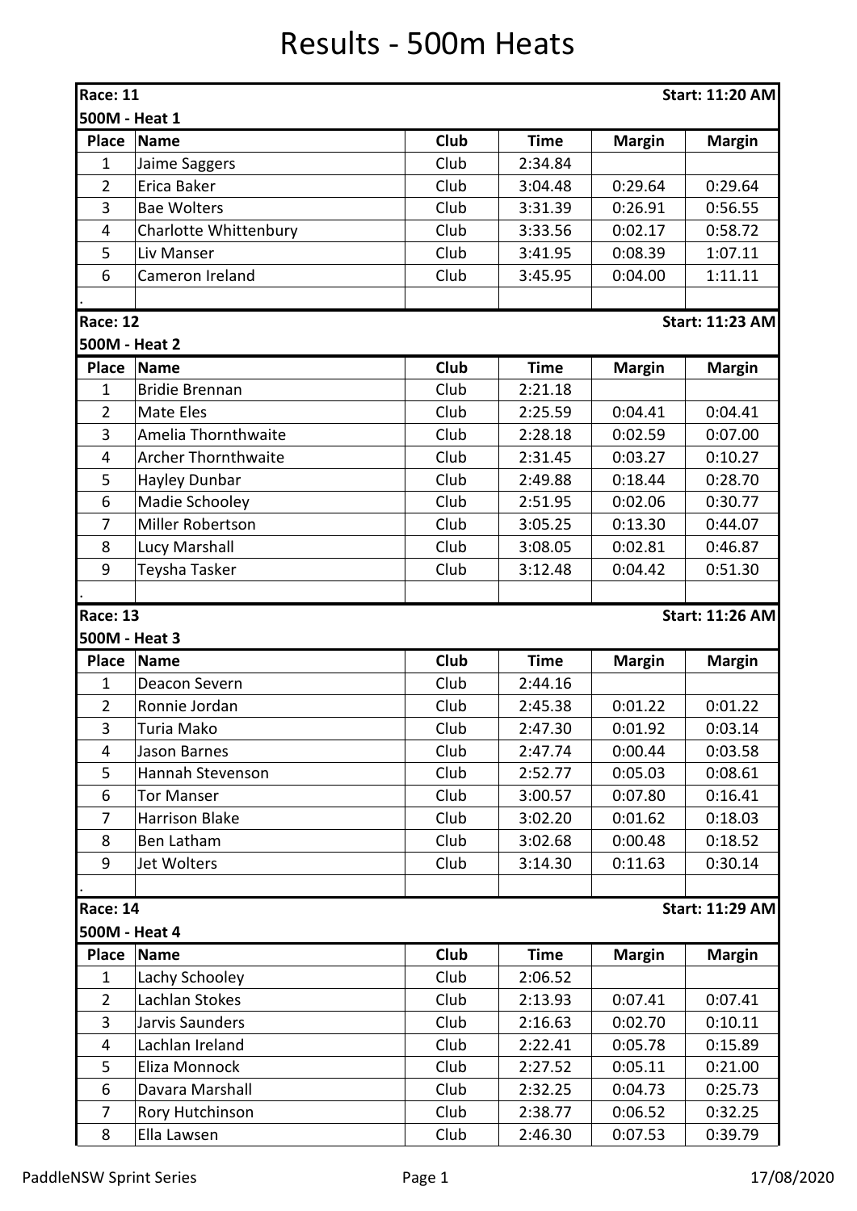# Results - 500m Heats

**Race: 11** — **Start: 11:20 AM**

**500M - Heat 1**

| Place | Name | Club | Time | Margin | Margin |
|---|---|---|---|---|---|
| 1 | Jaime Saggers | Club | 2:34.84 | | |
| 2 | Erica Baker | Club | 3:04.48 | 0:29.64 | 0:29.64 |
| 3 | Bae Wolters | Club | 3:31.39 | 0:26.91 | 0:56.55 |
| 4 | Charlotte Whittenbury | Club | 3:33.56 | 0:02.17 | 0:58.72 |
| 5 | Liv Manser | Club | 3:41.95 | 0:08.39 | 1:07.11 |
| 6 | Cameron Ireland | Club | 3:45.95 | 0:04.00 | 1:11.11 |
| . | | | | | |

**Race: 12** — **Start: 11:23 AM**

**500M - Heat 2**

| Place | Name | Club | Time | Margin | Margin |
|---|---|---|---|---|---|
| 1 | Bridie Brennan | Club | 2:21.18 | | |
| 2 | Mate Eles | Club | 2:25.59 | 0:04.41 | 0:04.41 |
| 3 | Amelia Thornthwaite | Club | 2:28.18 | 0:02.59 | 0:07.00 |
| 4 | Archer Thornthwaite | Club | 2:31.45 | 0:03.27 | 0:10.27 |
| 5 | Hayley Dunbar | Club | 2:49.88 | 0:18.44 | 0:28.70 |
| 6 | Madie Schooley | Club | 2:51.95 | 0:02.06 | 0:30.77 |
| 7 | Miller Robertson | Club | 3:05.25 | 0:13.30 | 0:44.07 |
| 8 | Lucy Marshall | Club | 3:08.05 | 0:02.81 | 0:46.87 |
| 9 | Teysha Tasker | Club | 3:12.48 | 0:04.42 | 0:51.30 |
| . | | | | | |

**Race: 13** — **Start: 11:26 AM**

**500M - Heat 3**

| Place | Name | Club | Time | Margin | Margin |
|---|---|---|---|---|---|
| 1 | Deacon Severn | Club | 2:44.16 | | |
| 2 | Ronnie Jordan | Club | 2:45.38 | 0:01.22 | 0:01.22 |
| 3 | Turia Mako | Club | 2:47.30 | 0:01.92 | 0:03.14 |
| 4 | Jason Barnes | Club | 2:47.74 | 0:00.44 | 0:03.58 |
| 5 | Hannah Stevenson | Club | 2:52.77 | 0:05.03 | 0:08.61 |
| 6 | Tor Manser | Club | 3:00.57 | 0:07.80 | 0:16.41 |
| 7 | Harrison Blake | Club | 3:02.20 | 0:01.62 | 0:18.03 |
| 8 | Ben Latham | Club | 3:02.68 | 0:00.48 | 0:18.52 |
| 9 | Jet Wolters | Club | 3:14.30 | 0:11.63 | 0:30.14 |
| . | | | | | |

**Race: 14** — **Start: 11:29 AM**

**500M - Heat 4**

| Place | Name | Club | Time | Margin | Margin |
|---|---|---|---|---|---|
| 1 | Lachy Schooley | Club | 2:06.52 | | |
| 2 | Lachlan Stokes | Club | 2:13.93 | 0:07.41 | 0:07.41 |
| 3 | Jarvis Saunders | Club | 2:16.63 | 0:02.70 | 0:10.11 |
| 4 | Lachlan Ireland | Club | 2:22.41 | 0:05.78 | 0:15.89 |
| 5 | Eliza Monnock | Club | 2:27.52 | 0:05.11 | 0:21.00 |
| 6 | Davara Marshall | Club | 2:32.25 | 0:04.73 | 0:25.73 |
| 7 | Rory Hutchinson | Club | 2:38.77 | 0:06.52 | 0:32.25 |
| 8 | Ella Lawsen | Club | 2:46.30 | 0:07.53 | 0:39.79 |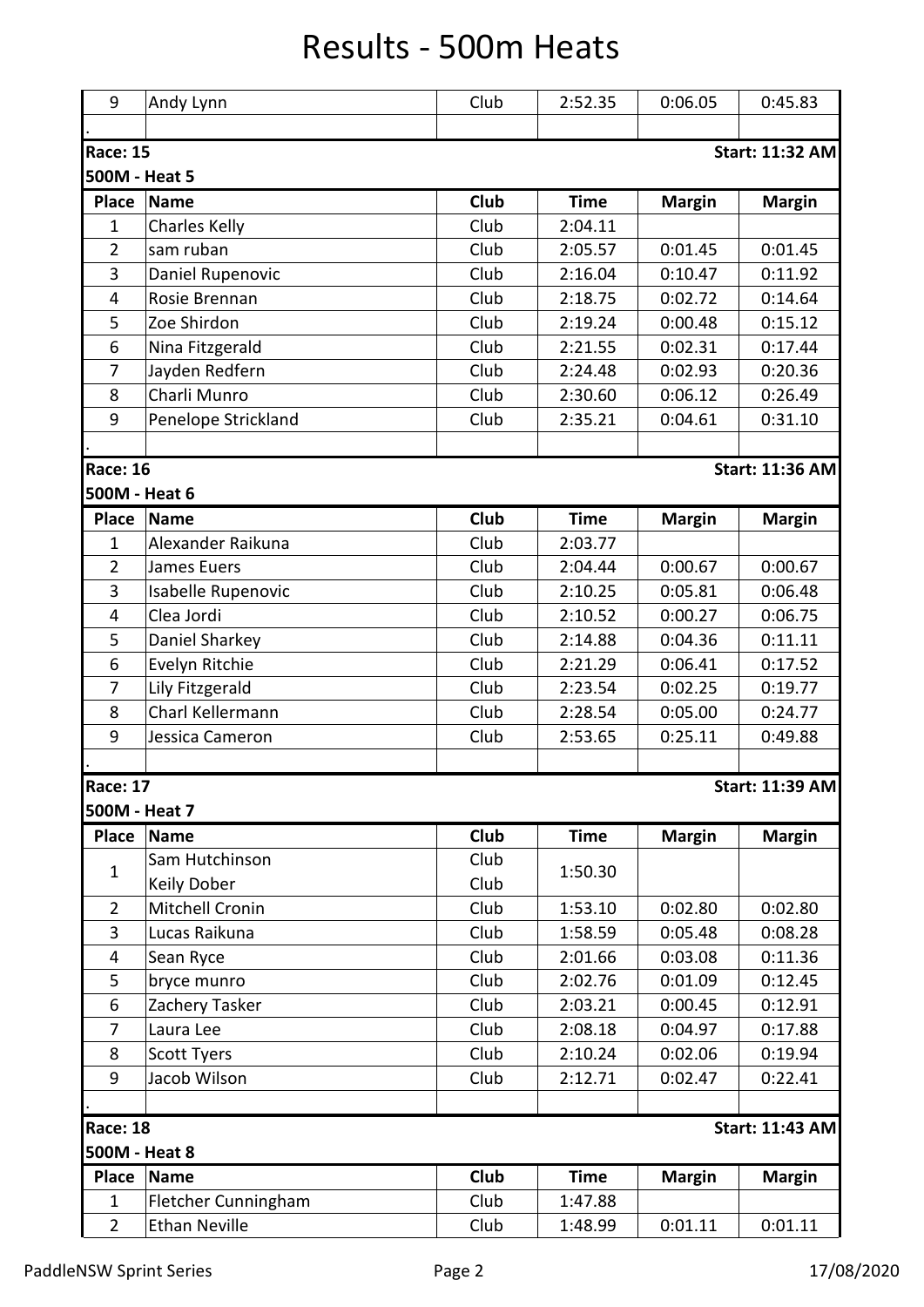# Results - 500m Heats

| 9 | Andy Lynn | Club | 2:52.35 | 0:06.05 | 0:45.83 |
|---|---|---|---|---|---|
| . | | | | | |

**Race: 15** — **Start: 11:32 AM**

**500M - Heat 5**

| Place | Name | Club | Time | Margin | Margin |
|---|---|---|---|---|---|
| 1 | Charles Kelly | Club | 2:04.11 | | |
| 2 | sam ruban | Club | 2:05.57 | 0:01.45 | 0:01.45 |
| 3 | Daniel Rupenovic | Club | 2:16.04 | 0:10.47 | 0:11.92 |
| 4 | Rosie Brennan | Club | 2:18.75 | 0:02.72 | 0:14.64 |
| 5 | Zoe Shirdon | Club | 2:19.24 | 0:00.48 | 0:15.12 |
| 6 | Nina Fitzgerald | Club | 2:21.55 | 0:02.31 | 0:17.44 |
| 7 | Jayden Redfern | Club | 2:24.48 | 0:02.93 | 0:20.36 |
| 8 | Charli Munro | Club | 2:30.60 | 0:06.12 | 0:26.49 |
| 9 | Penelope Strickland | Club | 2:35.21 | 0:04.61 | 0:31.10 |
| . | | | | | |

**Race: 16** — **Start: 11:36 AM**

**500M - Heat 6**

| Place | Name | Club | Time | Margin | Margin |
|---|---|---|---|---|---|
| 1 | Alexander Raikuna | Club | 2:03.77 | | |
| 2 | James Euers | Club | 2:04.44 | 0:00.67 | 0:00.67 |
| 3 | Isabelle Rupenovic | Club | 2:10.25 | 0:05.81 | 0:06.48 |
| 4 | Clea Jordi | Club | 2:10.52 | 0:00.27 | 0:06.75 |
| 5 | Daniel Sharkey | Club | 2:14.88 | 0:04.36 | 0:11.11 |
| 6 | Evelyn Ritchie | Club | 2:21.29 | 0:06.41 | 0:17.52 |
| 7 | Lily Fitzgerald | Club | 2:23.54 | 0:02.25 | 0:19.77 |
| 8 | Charl Kellermann | Club | 2:28.54 | 0:05.00 | 0:24.77 |
| 9 | Jessica Cameron | Club | 2:53.65 | 0:25.11 | 0:49.88 |
| . | | | | | |

**Race: 17** — **Start: 11:39 AM**

**500M - Heat 7**

| Place | Name | Club | Time | Margin | Margin |
|---|---|---|---|---|---|
| 1 | Sam Hutchinson<br>Keily Dober | Club<br>Club | 1:50.30 | | |
| 2 | Mitchell Cronin | Club | 1:53.10 | 0:02.80 | 0:02.80 |
| 3 | Lucas Raikuna | Club | 1:58.59 | 0:05.48 | 0:08.28 |
| 4 | Sean Ryce | Club | 2:01.66 | 0:03.08 | 0:11.36 |
| 5 | bryce munro | Club | 2:02.76 | 0:01.09 | 0:12.45 |
| 6 | Zachery Tasker | Club | 2:03.21 | 0:00.45 | 0:12.91 |
| 7 | Laura Lee | Club | 2:08.18 | 0:04.97 | 0:17.88 |
| 8 | Scott Tyers | Club | 2:10.24 | 0:02.06 | 0:19.94 |
| 9 | Jacob Wilson | Club | 2:12.71 | 0:02.47 | 0:22.41 |
| . | | | | | |

**Race: 18** — **Start: 11:43 AM**

**500M - Heat 8**

| Place | Name | Club | Time | Margin | Margin |
|---|---|---|---|---|---|
| 1 | Fletcher Cunningham | Club | 1:47.88 | | |
| 2 | Ethan Neville | Club | 1:48.99 | 0:01.11 | 0:01.11 |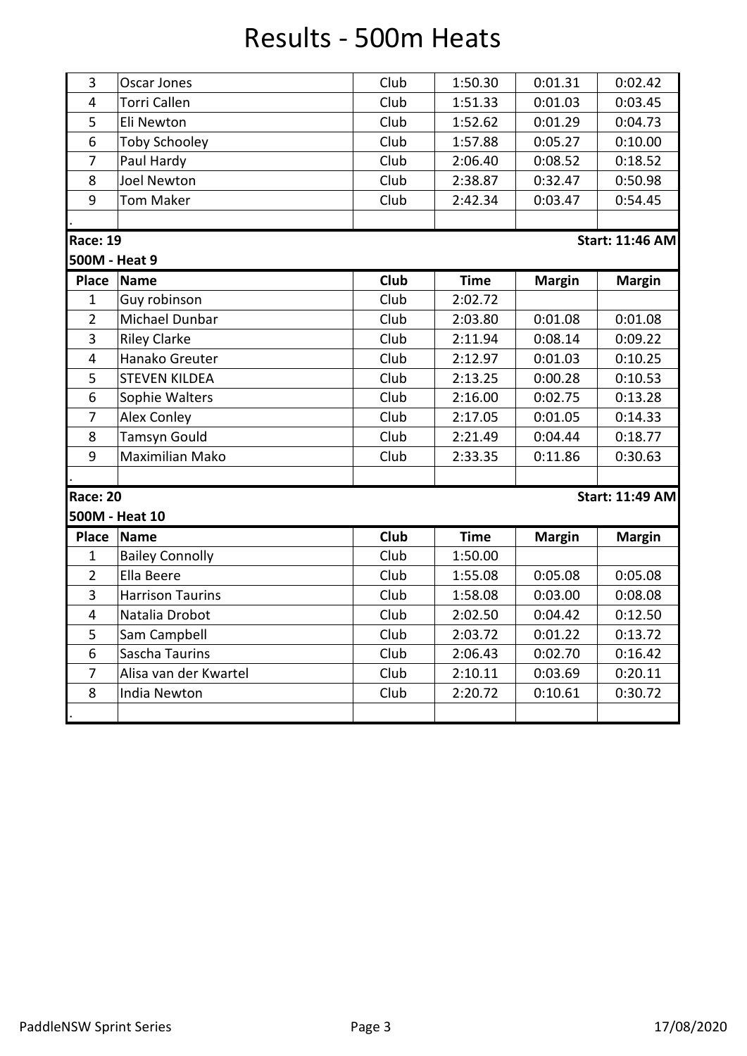# Results - 500m Heats

| | | | | | |
|---|---|---|---|---|---|
| 3 | Oscar Jones | Club | 1:50.30 | 0:01.31 | 0:02.42 |
| 4 | Torri Callen | Club | 1:51.33 | 0:01.03 | 0:03.45 |
| 5 | Eli Newton | Club | 1:52.62 | 0:01.29 | 0:04.73 |
| 6 | Toby Schooley | Club | 1:57.88 | 0:05.27 | 0:10.00 |
| 7 | Paul Hardy | Club | 2:06.40 | 0:08.52 | 0:18.52 |
| 8 | Joel Newton | Club | 2:38.87 | 0:32.47 | 0:50.98 |
| 9 | Tom Maker | Club | 2:42.34 | 0:03.47 | 0:54.45 |
| . | | | | | |

**Race: 19** — **Start: 11:46 AM**

**500M - Heat 9**

| Place | Name | Club | Time | Margin | Margin |
|---|---|---|---|---|---|
| 1 | Guy robinson | Club | 2:02.72 | | |
| 2 | Michael Dunbar | Club | 2:03.80 | 0:01.08 | 0:01.08 |
| 3 | Riley Clarke | Club | 2:11.94 | 0:08.14 | 0:09.22 |
| 4 | Hanako Greuter | Club | 2:12.97 | 0:01.03 | 0:10.25 |
| 5 | STEVEN KILDEA | Club | 2:13.25 | 0:00.28 | 0:10.53 |
| 6 | Sophie Walters | Club | 2:16.00 | 0:02.75 | 0:13.28 |
| 7 | Alex Conley | Club | 2:17.05 | 0:01.05 | 0:14.33 |
| 8 | Tamsyn Gould | Club | 2:21.49 | 0:04.44 | 0:18.77 |
| 9 | Maximilian Mako | Club | 2:33.35 | 0:11.86 | 0:30.63 |
| . | | | | | |

**Race: 20** — **Start: 11:49 AM**

**500M - Heat 10**

| Place | Name | Club | Time | Margin | Margin |
|---|---|---|---|---|---|
| 1 | Bailey Connolly | Club | 1:50.00 | | |
| 2 | Ella Beere | Club | 1:55.08 | 0:05.08 | 0:05.08 |
| 3 | Harrison Taurins | Club | 1:58.08 | 0:03.00 | 0:08.08 |
| 4 | Natalia Drobot | Club | 2:02.50 | 0:04.42 | 0:12.50 |
| 5 | Sam Campbell | Club | 2:03.72 | 0:01.22 | 0:13.72 |
| 6 | Sascha Taurins | Club | 2:06.43 | 0:02.70 | 0:16.42 |
| 7 | Alisa van der Kwartel | Club | 2:10.11 | 0:03.69 | 0:20.11 |
| 8 | India Newton | Club | 2:20.72 | 0:10.61 | 0:30.72 |
| . | | | | | |

PaddleNSW Sprint Series — 17/08/2020